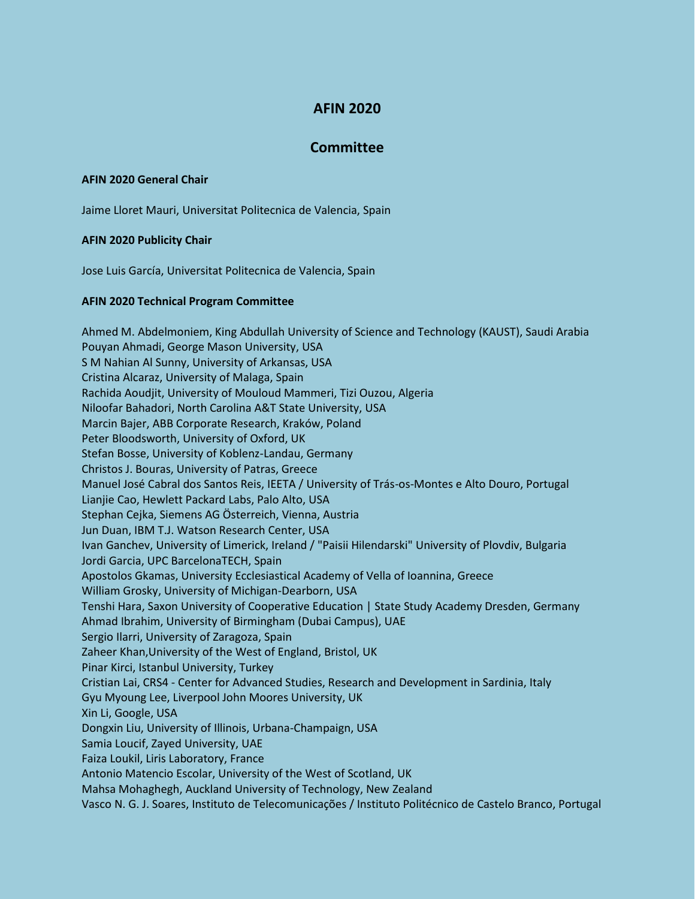# AFIN 2020

## Committee

**AFIN 2020 General Chair**

Jaime Lloret Mauri, Universitat Politecnica de Valencia, Spain

**AFIN 2020 Publicity Chair**

Jose Luis García, Universitat Politecnica de Valencia, Spain

**AFIN 2020 Technical Program Committee**

Ahmed M. Abdelmoniem, King Abdullah University of Science and Technology (KAUST), Saudi Arabia
Pouyan Ahmadi, George Mason University, USA
S M Nahian Al Sunny, University of Arkansas, USA
Cristina Alcaraz, University of Malaga, Spain
Rachida Aoudjit, University of Mouloud Mammeri, Tizi Ouzou, Algeria
Niloofar Bahadori, North Carolina A&T State University, USA
Marcin Bajer, ABB Corporate Research, Kraków, Poland
Peter Bloodsworth, University of Oxford, UK
Stefan Bosse, University of Koblenz-Landau, Germany
Christos J. Bouras, University of Patras, Greece
Manuel José Cabral dos Santos Reis, IEETA / University of Trás-os-Montes e Alto Douro, Portugal
Lianjie Cao, Hewlett Packard Labs, Palo Alto, USA
Stephan Cejka, Siemens AG Österreich, Vienna, Austria
Jun Duan, IBM T.J. Watson Research Center, USA
Ivan Ganchev, University of Limerick, Ireland / "Paisii Hilendarski" University of Plovdiv, Bulgaria
Jordi Garcia, UPC BarcelonaTECH, Spain
Apostolos Gkamas, University Ecclesiastical Academy of Vella of Ioannina, Greece
William Grosky, University of Michigan-Dearborn, USA
Tenshi Hara, Saxon University of Cooperative Education | State Study Academy Dresden, Germany
Ahmad Ibrahim, University of Birmingham (Dubai Campus), UAE
Sergio Ilarri, University of Zaragoza, Spain
Zaheer Khan,University of the West of England, Bristol, UK
Pinar Kirci, Istanbul University, Turkey
Cristian Lai, CRS4 - Center for Advanced Studies, Research and Development in Sardinia, Italy
Gyu Myoung Lee, Liverpool John Moores University, UK
Xin Li, Google, USA
Dongxin Liu, University of Illinois, Urbana-Champaign, USA
Samia Loucif, Zayed University, UAE
Faiza Loukil, Liris Laboratory, France
Antonio Matencio Escolar, University of the West of Scotland, UK
Mahsa Mohaghegh, Auckland University of Technology, New Zealand
Vasco N. G. J. Soares, Instituto de Telecomunicações / Instituto Politécnico de Castelo Branco, Portugal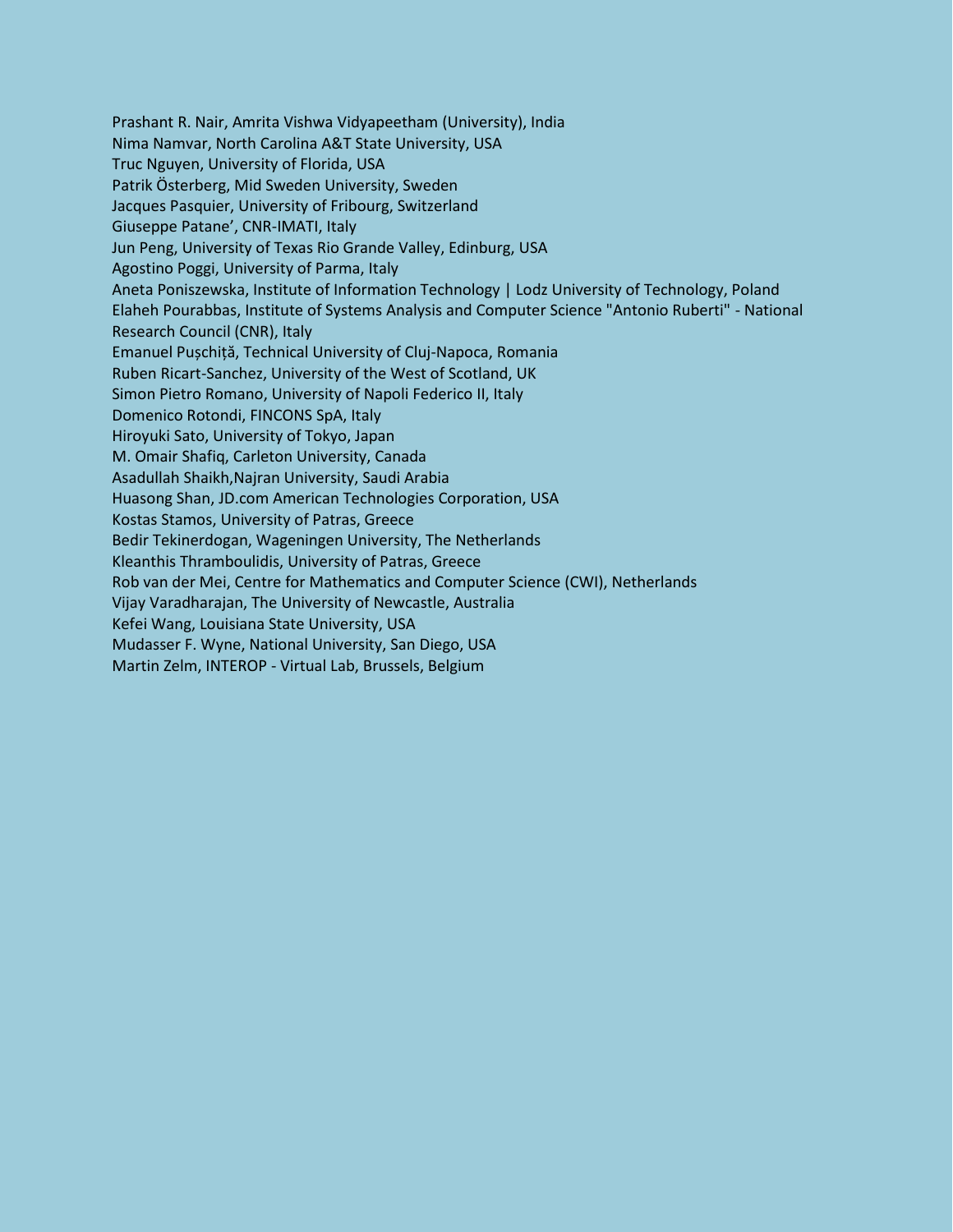Prashant R. Nair, Amrita Vishwa Vidyapeetham (University), India
Nima Namvar, North Carolina A&T State University, USA
Truc Nguyen, University of Florida, USA
Patrik Österberg, Mid Sweden University, Sweden
Jacques Pasquier, University of Fribourg, Switzerland
Giuseppe Patane', CNR-IMATI, Italy
Jun Peng, University of Texas Rio Grande Valley, Edinburg, USA
Agostino Poggi, University of Parma, Italy
Aneta Poniszewska, Institute of Information Technology | Lodz University of Technology, Poland
Elaheh Pourabbas, Institute of Systems Analysis and Computer Science "Antonio Ruberti" - National Research Council (CNR), Italy
Emanuel Pușchiță, Technical University of Cluj-Napoca, Romania
Ruben Ricart-Sanchez, University of the West of Scotland, UK
Simon Pietro Romano, University of Napoli Federico II, Italy
Domenico Rotondi, FINCONS SpA, Italy
Hiroyuki Sato, University of Tokyo, Japan
M. Omair Shafiq, Carleton University, Canada
Asadullah Shaikh,Najran University, Saudi Arabia
Huasong Shan, JD.com American Technologies Corporation, USA
Kostas Stamos, University of Patras, Greece
Bedir Tekinerdogan, Wageningen University, The Netherlands
Kleanthis Thramboulidis, University of Patras, Greece
Rob van der Mei, Centre for Mathematics and Computer Science (CWI), Netherlands
Vijay Varadharajan, The University of Newcastle, Australia
Kefei Wang, Louisiana State University, USA
Mudasser F. Wyne, National University, San Diego, USA
Martin Zelm, INTEROP - Virtual Lab, Brussels, Belgium